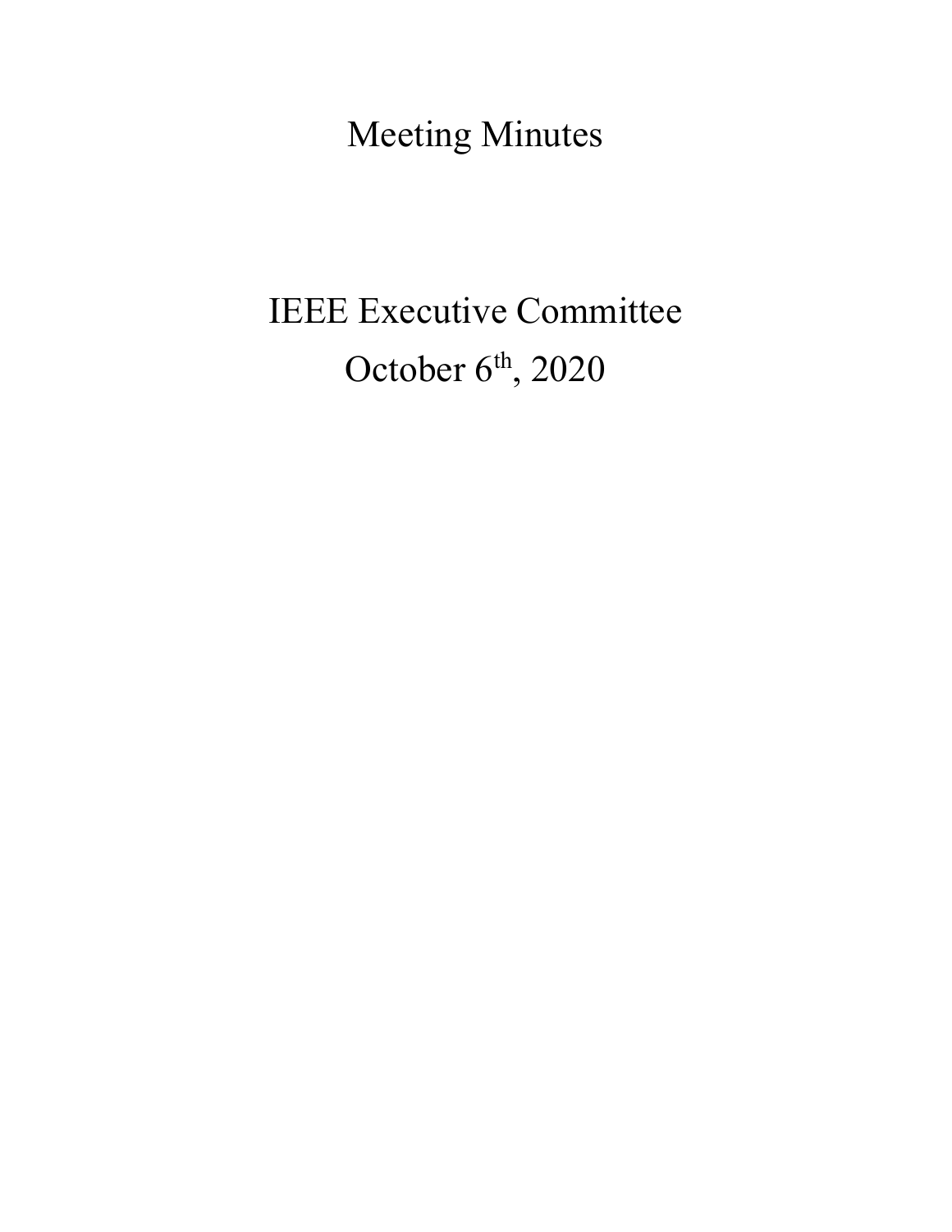# Meeting Minutes

## IEEE Executive Committee

## October 6th, 2020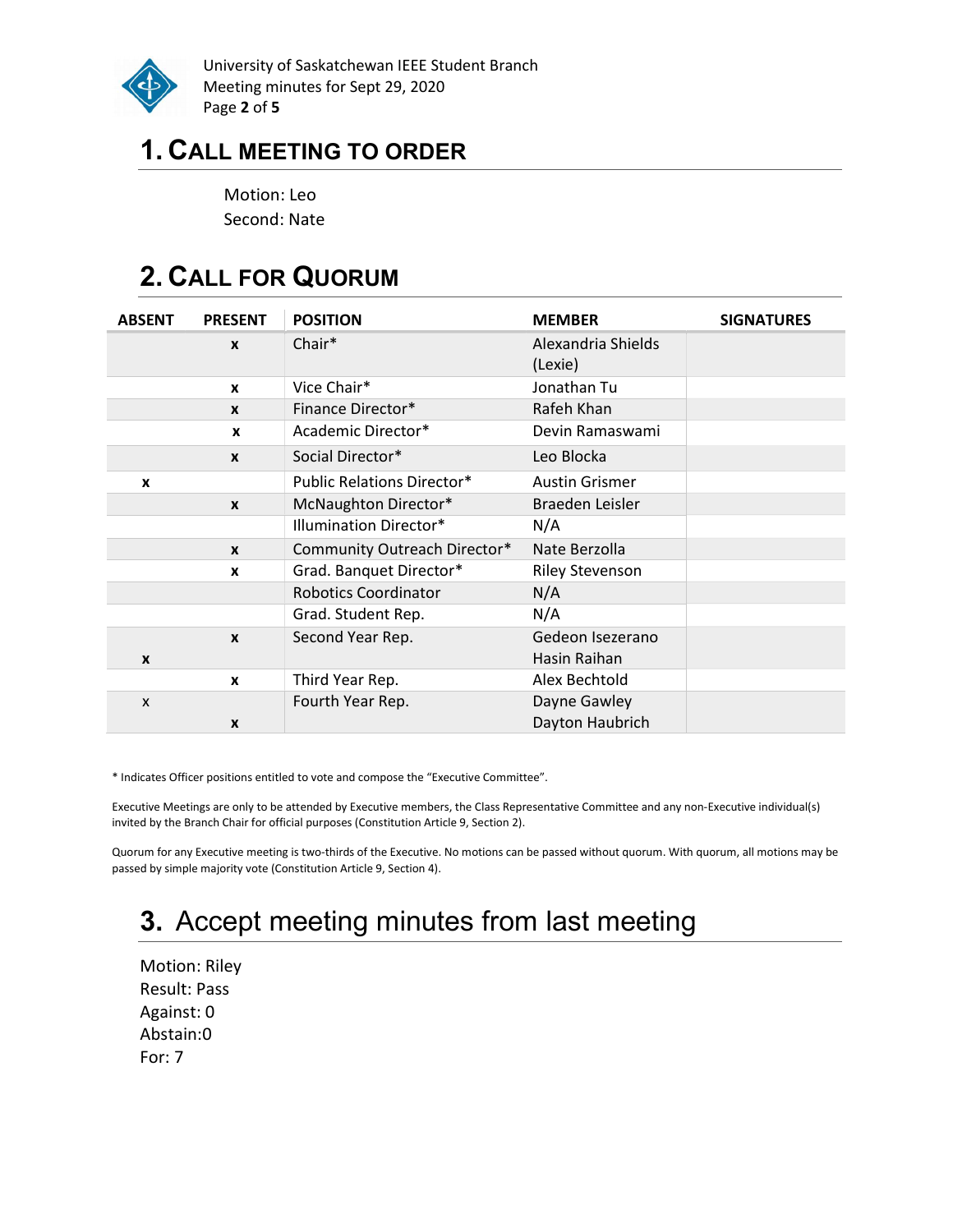# 1. Call Meeting to Order

Motion: Leo
Second: Nate

# 2. Call for Quorum

| ABSENT | PRESENT | POSITION | MEMBER | SIGNATURES |
|---|---|---|---|---|
| | x | Chair* | Alexandria Shields (Lexie) | |
| | x | Vice Chair* | Jonathan Tu | |
| | x | Finance Director* | Rafeh Khan | |
| | x | Academic Director* | Devin Ramaswami | |
| | x | Social Director* | Leo Blocka | |
| x | | Public Relations Director* | Austin Grismer | |
| | x | McNaughton Director* | Braeden Leisler | |
| | | Illumination Director* | N/A | |
| | x | Community Outreach Director* | Nate Berzolla | |
| | x | Grad. Banquet Director* | Riley Stevenson | |
| | | Robotics Coordinator | N/A | |
| | | Grad. Student Rep. | N/A | |
| | x | Second Year Rep. | Gedeon Isezerano | |
| x | | | Hasin Raihan | |
| | x | Third Year Rep. | Alex Bechtold | |
| x | | Fourth Year Rep. | Dayne Gawley | |
| | x | | Dayton Haubrich | |

* Indicates Officer positions entitled to vote and compose the "Executive Committee".

Executive Meetings are only to be attended by Executive members, the Class Representative Committee and any non-Executive individual(s) invited by the Branch Chair for official purposes (Constitution Article 9, Section 2).

Quorum for any Executive meeting is two-thirds of the Executive. No motions can be passed without quorum. With quorum, all motions may be passed by simple majority vote (Constitution Article 9, Section 4).

# 3. Accept meeting minutes from last meeting

Motion: Riley
Result: Pass
Against: 0
Abstain:0
For: 7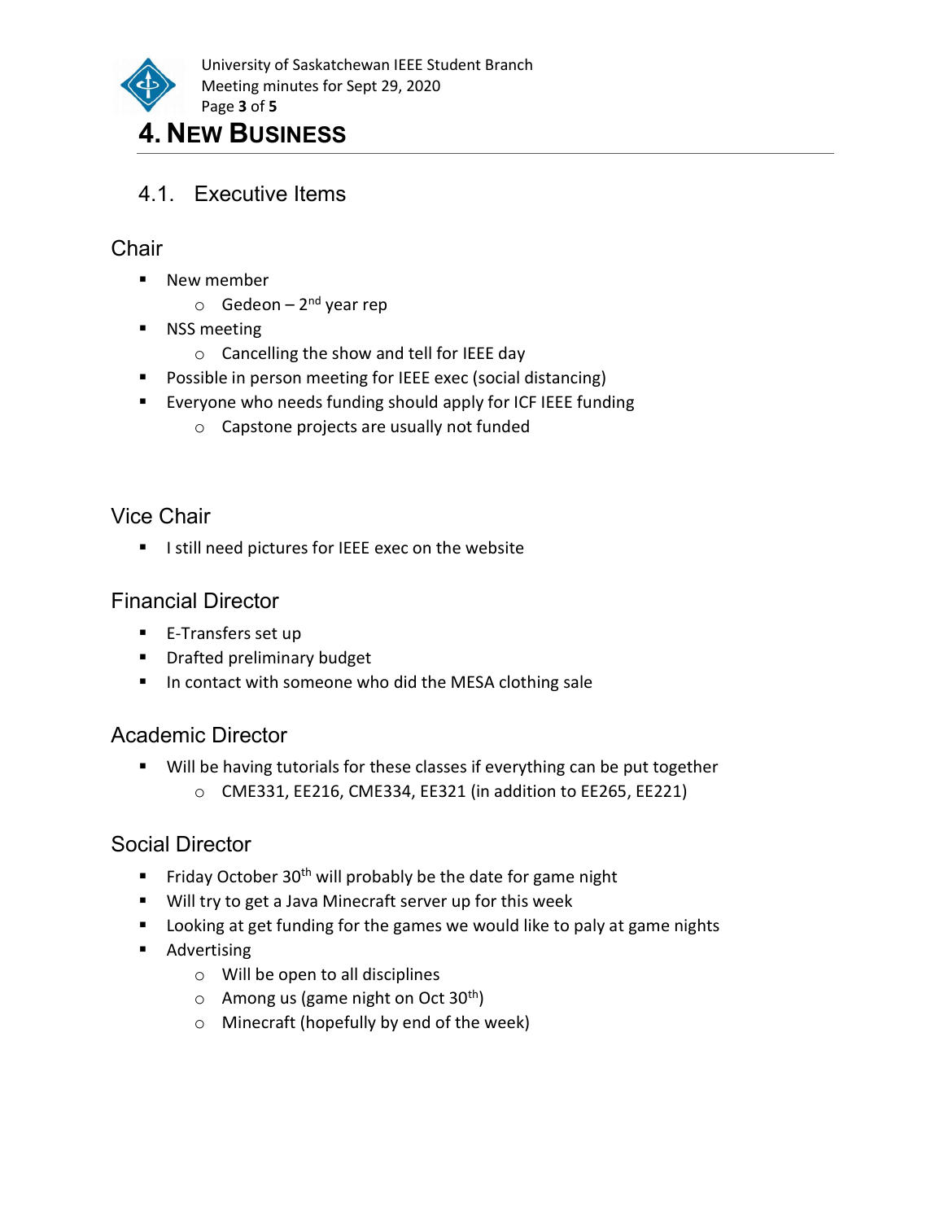# 4. NEW BUSINESS

## 4.1. Executive Items

### Chair

- New member
  - Gedeon – 2nd year rep
- NSS meeting
  - Cancelling the show and tell for IEEE day
- Possible in person meeting for IEEE exec (social distancing)
- Everyone who needs funding should apply for ICF IEEE funding
  - Capstone projects are usually not funded

### Vice Chair

- I still need pictures for IEEE exec on the website

### Financial Director

- E-Transfers set up
- Drafted preliminary budget
- In contact with someone who did the MESA clothing sale

### Academic Director

- Will be having tutorials for these classes if everything can be put together
  - CME331, EE216, CME334, EE321 (in addition to EE265, EE221)

### Social Director

- Friday October 30th will probably be the date for game night
- Will try to get a Java Minecraft server up for this week
- Looking at get funding for the games we would like to paly at game nights
- Advertising
  - Will be open to all disciplines
  - Among us (game night on Oct 30th)
  - Minecraft (hopefully by end of the week)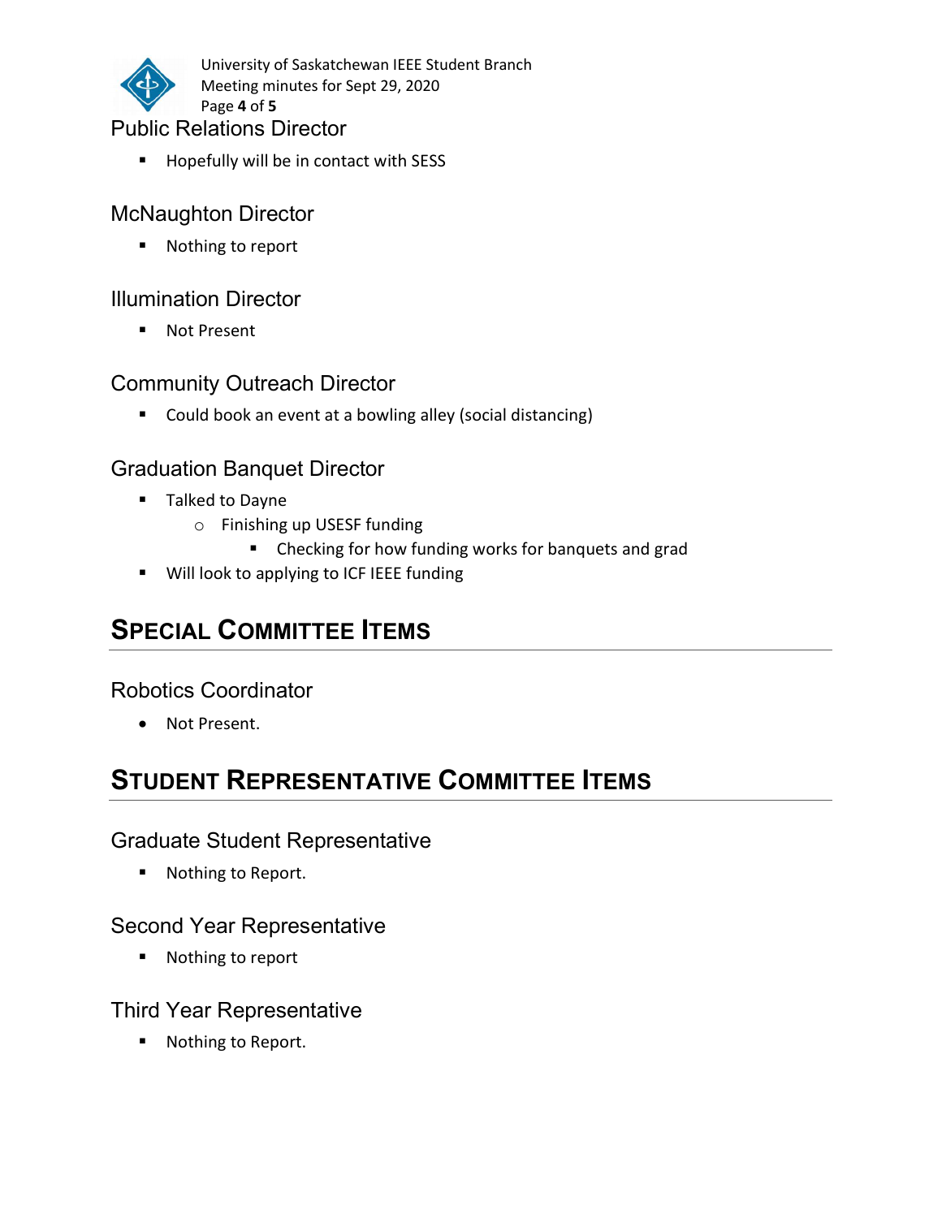### Public Relations Director

- Hopefully will be in contact with SESS

### McNaughton Director

- Nothing to report

### Illumination Director

- Not Present

### Community Outreach Director

- Could book an event at a bowling alley (social distancing)

### Graduation Banquet Director

- Talked to Dayne
  - Finishing up USESF funding
    - Checking for how funding works for banquets and grad
- Will look to applying to ICF IEEE funding

## Special Committee Items

### Robotics Coordinator

- Not Present.

## Student Representative Committee Items

### Graduate Student Representative

- Nothing to Report.

### Second Year Representative

- Nothing to report

### Third Year Representative

- Nothing to Report.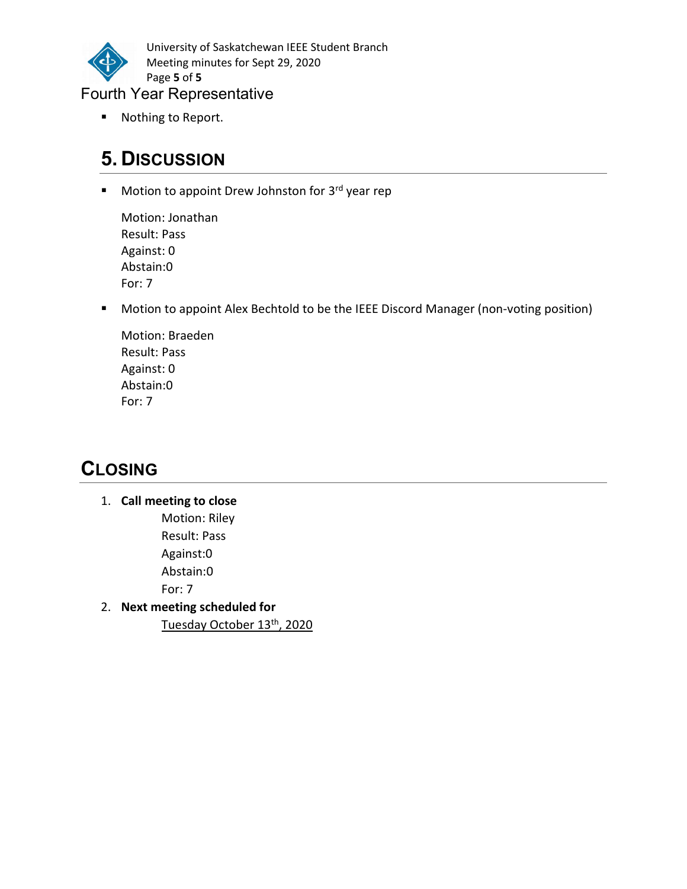### Fourth Year Representative

- Nothing to Report.

## 5. Discussion

- Motion to appoint Drew Johnston for 3rd year rep

  Motion: Jonathan
  Result: Pass
  Against: 0
  Abstain:0
  For: 7

- Motion to appoint Alex Bechtold to be the IEEE Discord Manager (non-voting position)

  Motion: Braeden
  Result: Pass
  Against: 0
  Abstain:0
  For: 7

## Closing

1. **Call meeting to close**
   Motion: Riley
   Result: Pass
   Against:0
   Abstain:0
   For: 7
2. **Next meeting scheduled for**
   Tuesday October 13th, 2020